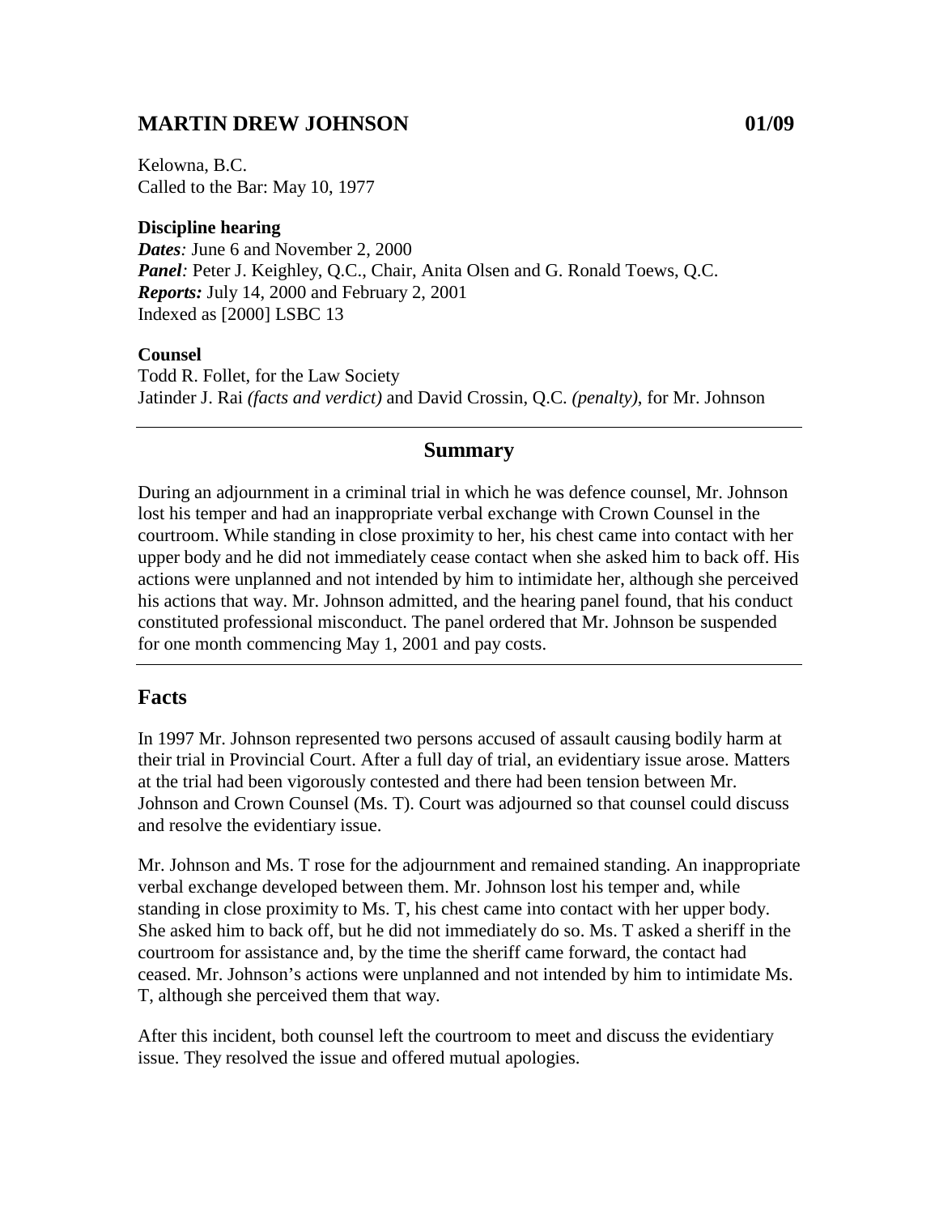## MARTIN DREW JOHNSON 01/09

Kelowna, B.C.
Called to the Bar: May 10, 1977

**Discipline hearing**
***Dates****:* June 6 and November 2, 2000
***Panel****:* Peter J. Keighley, Q.C., Chair, Anita Olsen and G. Ronald Toews, Q.C.
***Reports:*** July 14, 2000 and February 2, 2001
Indexed as [2000] LSBC 13

**Counsel**
Todd R. Follet, for the Law Society
Jatinder J. Rai *(facts and verdict)* and David Crossin, Q.C. *(penalty)*, for Mr. Johnson

---

### Summary

During an adjournment in a criminal trial in which he was defence counsel, Mr. Johnson lost his temper and had an inappropriate verbal exchange with Crown Counsel in the courtroom. While standing in close proximity to her, his chest came into contact with her upper body and he did not immediately cease contact when she asked him to back off. His actions were unplanned and not intended by him to intimidate her, although she perceived his actions that way. Mr. Johnson admitted, and the hearing panel found, that his conduct constituted professional misconduct. The panel ordered that Mr. Johnson be suspended for one month commencing May 1, 2001 and pay costs.

---

## Facts

In 1997 Mr. Johnson represented two persons accused of assault causing bodily harm at their trial in Provincial Court. After a full day of trial, an evidentiary issue arose. Matters at the trial had been vigorously contested and there had been tension between Mr. Johnson and Crown Counsel (Ms. T). Court was adjourned so that counsel could discuss and resolve the evidentiary issue.

Mr. Johnson and Ms. T rose for the adjournment and remained standing. An inappropriate verbal exchange developed between them. Mr. Johnson lost his temper and, while standing in close proximity to Ms. T, his chest came into contact with her upper body. She asked him to back off, but he did not immediately do so. Ms. T asked a sheriff in the courtroom for assistance and, by the time the sheriff came forward, the contact had ceased. Mr. Johnson's actions were unplanned and not intended by him to intimidate Ms. T, although she perceived them that way.

After this incident, both counsel left the courtroom to meet and discuss the evidentiary issue. They resolved the issue and offered mutual apologies.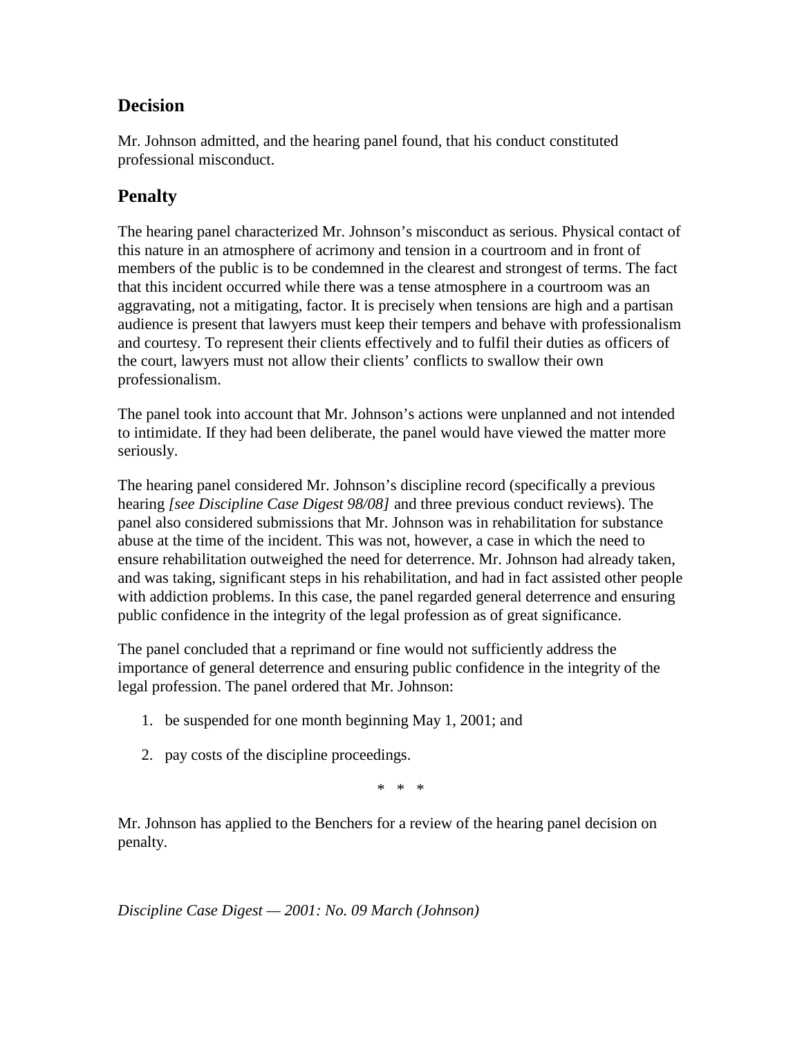## Decision

Mr. Johnson admitted, and the hearing panel found, that his conduct constituted professional misconduct.

## Penalty

The hearing panel characterized Mr. Johnson's misconduct as serious. Physical contact of this nature in an atmosphere of acrimony and tension in a courtroom and in front of members of the public is to be condemned in the clearest and strongest of terms. The fact that this incident occurred while there was a tense atmosphere in a courtroom was an aggravating, not a mitigating, factor. It is precisely when tensions are high and a partisan audience is present that lawyers must keep their tempers and behave with professionalism and courtesy. To represent their clients effectively and to fulfil their duties as officers of the court, lawyers must not allow their clients' conflicts to swallow their own professionalism.

The panel took into account that Mr. Johnson's actions were unplanned and not intended to intimidate. If they had been deliberate, the panel would have viewed the matter more seriously.

The hearing panel considered Mr. Johnson's discipline record (specifically a previous hearing *[see Discipline Case Digest 98/08]* and three previous conduct reviews). The panel also considered submissions that Mr. Johnson was in rehabilitation for substance abuse at the time of the incident. This was not, however, a case in which the need to ensure rehabilitation outweighed the need for deterrence. Mr. Johnson had already taken, and was taking, significant steps in his rehabilitation, and had in fact assisted other people with addiction problems. In this case, the panel regarded general deterrence and ensuring public confidence in the integrity of the legal profession as of great significance.

The panel concluded that a reprimand or fine would not sufficiently address the importance of general deterrence and ensuring public confidence in the integrity of the legal profession. The panel ordered that Mr. Johnson:

1. be suspended for one month beginning May 1, 2001; and
2. pay costs of the discipline proceedings.

\* \* \*

Mr. Johnson has applied to the Benchers for a review of the hearing panel decision on penalty.

*Discipline Case Digest — 2001: No. 09 March (Johnson)*